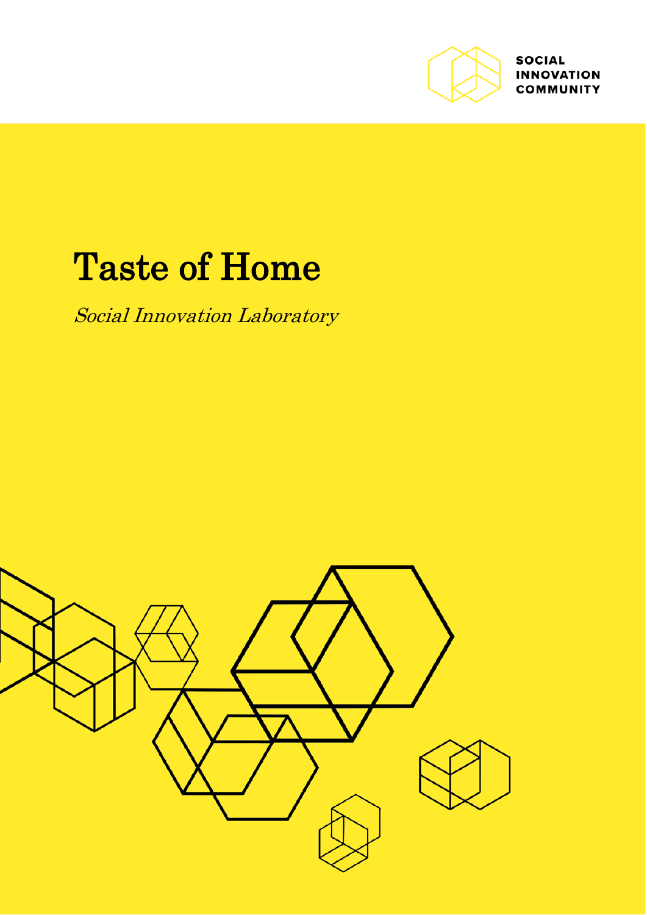SOCIAL INNOVATION COMMUNITY

# Taste of Home

*Social Innovation Laboratory*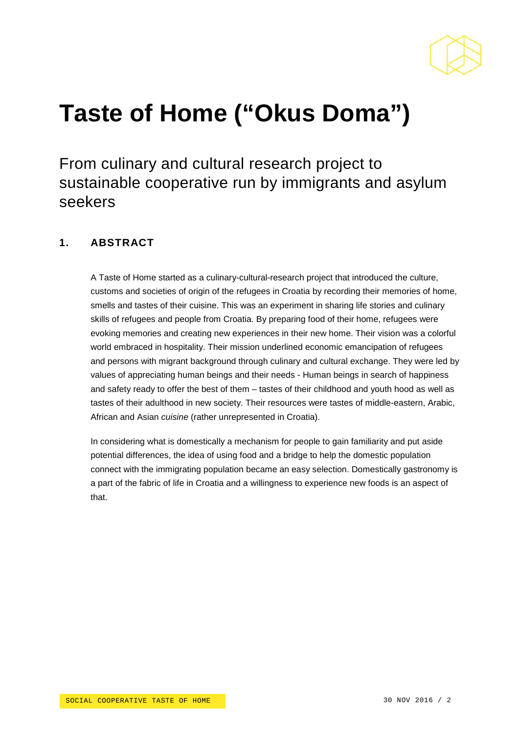# Taste of Home ("Okus Doma")

From culinary and cultural research project to sustainable cooperative run by immigrants and asylum seekers

## 1. ABSTRACT

A Taste of Home started as a culinary-cultural-research project that introduced the culture, customs and societies of origin of the refugees in Croatia by recording their memories of home, smells and tastes of their cuisine. This was an experiment in sharing life stories and culinary skills of refugees and people from Croatia. By preparing food of their home, refugees were evoking memories and creating new experiences in their new home. Their vision was a colorful world embraced in hospitality. Their mission underlined economic emancipation of refugees and persons with migrant background through culinary and cultural exchange. They were led by values of appreciating human beings and their needs - Human beings in search of happiness and safety ready to offer the best of them – tastes of their childhood and youth hood as well as tastes of their adulthood in new society. Their resources were tastes of middle-eastern, Arabic, African and Asian *cuisine* (rather unrepresented in Croatia).

In considering what is domestically a mechanism for people to gain familiarity and put aside potential differences, the idea of using food and a bridge to help the domestic population connect with the immigrating population became an easy selection. Domestically gastronomy is a part of the fabric of life in Croatia and a willingness to experience new foods is an aspect of that.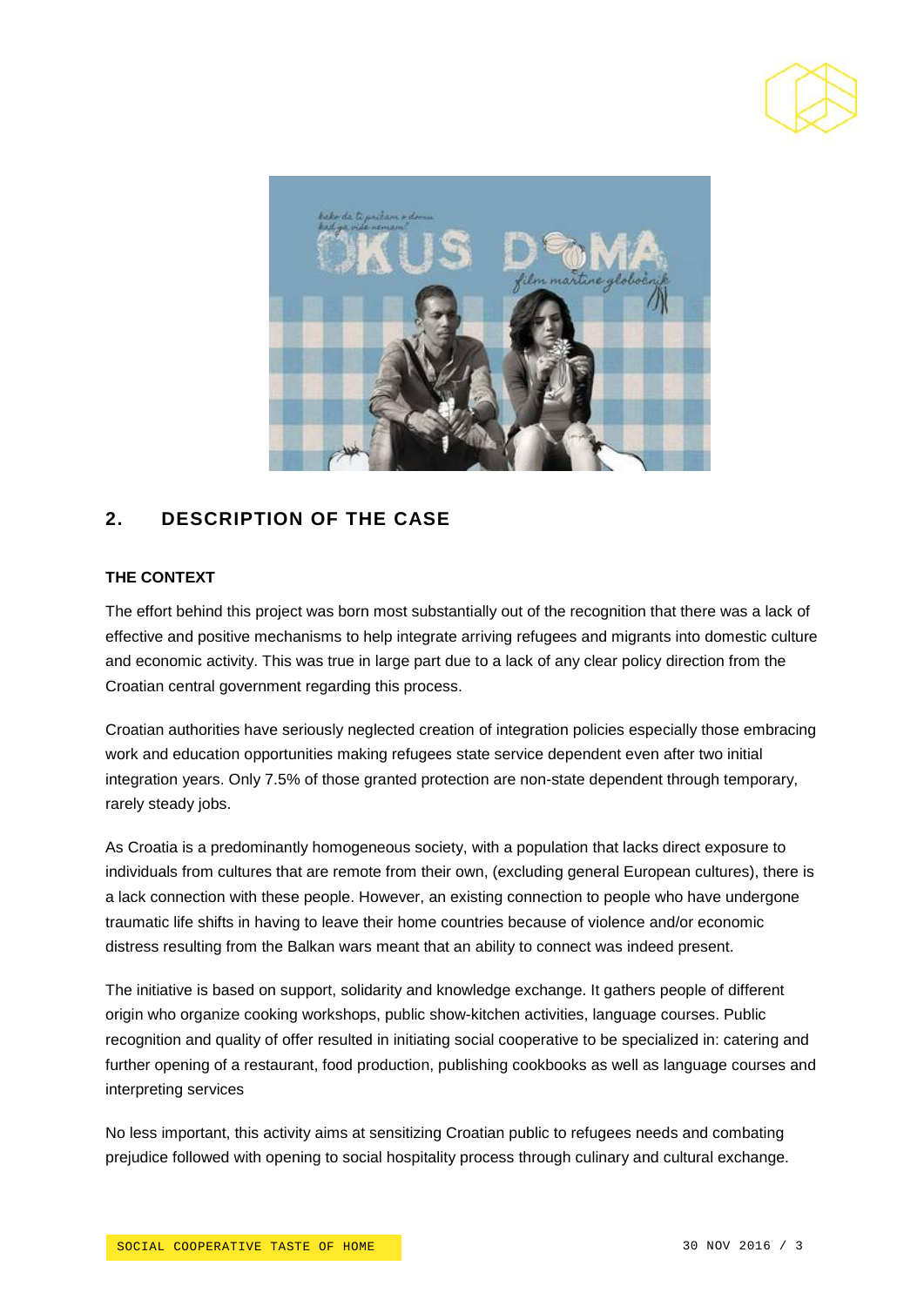## 2. DESCRIPTION OF THE CASE

### THE CONTEXT

The effort behind this project was born most substantially out of the recognition that there was a lack of effective and positive mechanisms to help integrate arriving refugees and migrants into domestic culture and economic activity. This was true in large part due to a lack of any clear policy direction from the Croatian central government regarding this process.

Croatian authorities have seriously neglected creation of integration policies especially those embracing work and education opportunities making refugees state service dependent even after two initial integration years. Only 7.5% of those granted protection are non-state dependent through temporary, rarely steady jobs.

As Croatia is a predominantly homogeneous society, with a population that lacks direct exposure to individuals from cultures that are remote from their own, (excluding general European cultures), there is a lack connection with these people. However, an existing connection to people who have undergone traumatic life shifts in having to leave their home countries because of violence and/or economic distress resulting from the Balkan wars meant that an ability to connect was indeed present.

The initiative is based on support, solidarity and knowledge exchange. It gathers people of different origin who organize cooking workshops, public show-kitchen activities, language courses. Public recognition and quality of offer resulted in initiating social cooperative to be specialized in: catering and further opening of a restaurant, food production, publishing cookbooks as well as language courses and interpreting services

No less important, this activity aims at sensitizing Croatian public to refugees needs and combating prejudice followed with opening to social hospitality process through culinary and cultural exchange.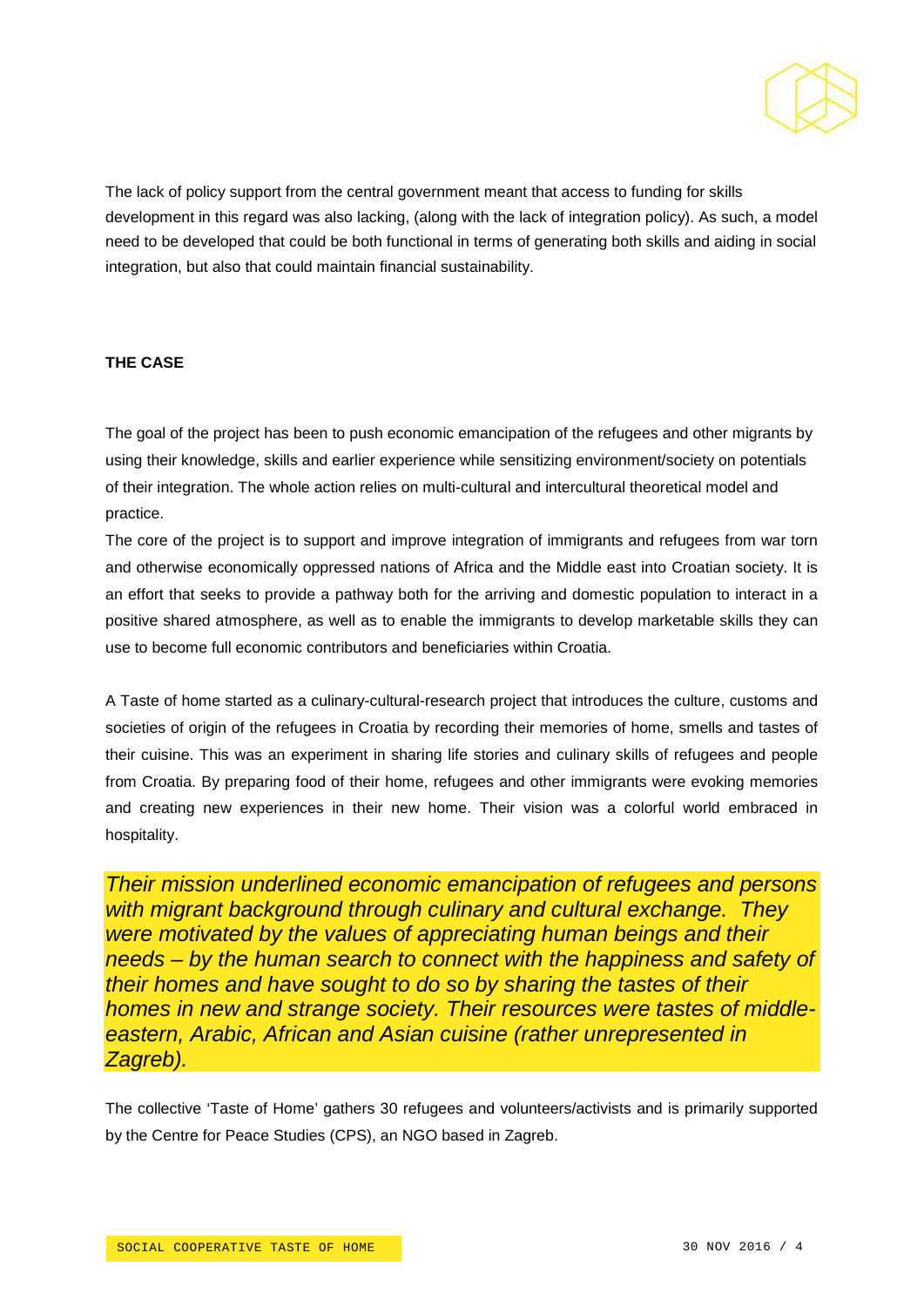The lack of policy support from the central government meant that access to funding for skills development in this regard was also lacking, (along with the lack of integration policy). As such, a model need to be developed that could be both functional in terms of generating both skills and aiding in social integration, but also that could maintain financial sustainability.

**THE CASE**

The goal of the project has been to push economic emancipation of the refugees and other migrants by using their knowledge, skills and earlier experience while sensitizing environment/society on potentials of their integration. The whole action relies on multi-cultural and intercultural theoretical model and practice.

The core of the project is to support and improve integration of immigrants and refugees from war torn and otherwise economically oppressed nations of Africa and the Middle east into Croatian society. It is an effort that seeks to provide a pathway both for the arriving and domestic population to interact in a positive shared atmosphere, as well as to enable the immigrants to develop marketable skills they can use to become full economic contributors and beneficiaries within Croatia.

A Taste of home started as a culinary-cultural-research project that introduces the culture, customs and societies of origin of the refugees in Croatia by recording their memories of home, smells and tastes of their cuisine. This was an experiment in sharing life stories and culinary skills of refugees and people from Croatia. By preparing food of their home, refugees and other immigrants were evoking memories and creating new experiences in their new home. Their vision was a colorful world embraced in hospitality.

*Their mission underlined economic emancipation of refugees and persons with migrant background through culinary and cultural exchange. They were motivated by the values of appreciating human beings and their needs – by the human search to connect with the happiness and safety of their homes and have sought to do so by sharing the tastes of their homes in new and strange society. Their resources were tastes of middle-eastern, Arabic, African and Asian cuisine (rather unrepresented in Zagreb).*

The collective 'Taste of Home' gathers 30 refugees and volunteers/activists and is primarily supported by the Centre for Peace Studies (CPS), an NGO based in Zagreb.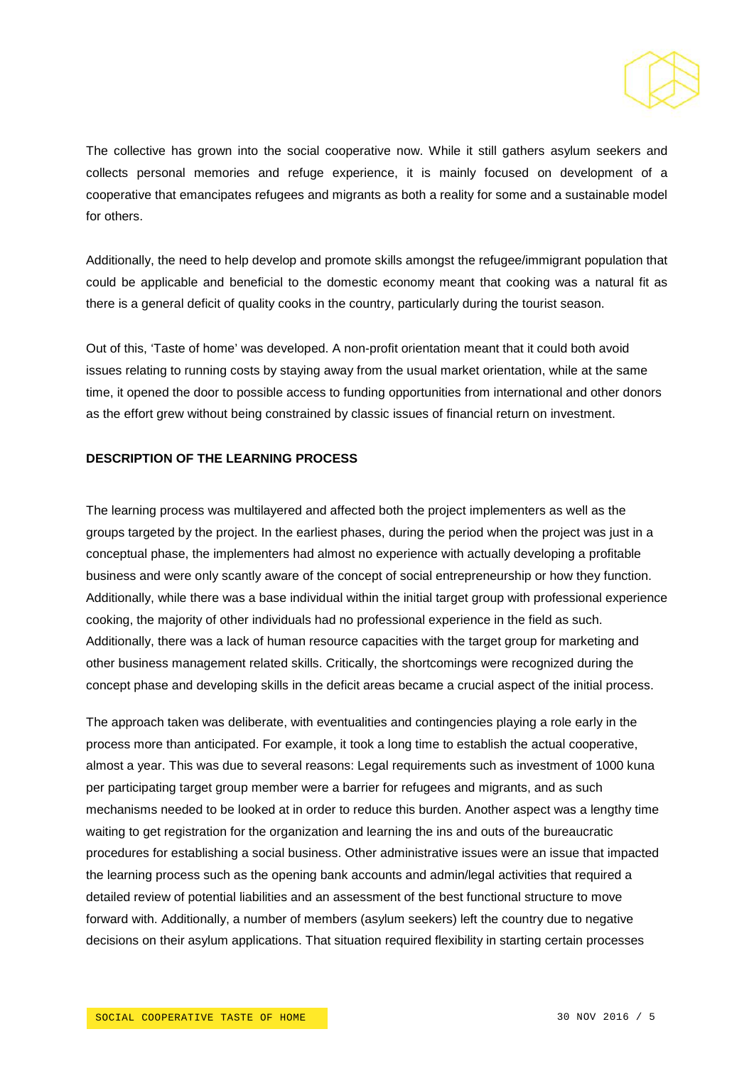The collective has grown into the social cooperative now. While it still gathers asylum seekers and collects personal memories and refuge experience, it is mainly focused on development of a cooperative that emancipates refugees and migrants as both a reality for some and a sustainable model for others.

Additionally, the need to help develop and promote skills amongst the refugee/immigrant population that could be applicable and beneficial to the domestic economy meant that cooking was a natural fit as there is a general deficit of quality cooks in the country, particularly during the tourist season.

Out of this, 'Taste of home' was developed. A non-profit orientation meant that it could both avoid issues relating to running costs by staying away from the usual market orientation, while at the same time, it opened the door to possible access to funding opportunities from international and other donors as the effort grew without being constrained by classic issues of financial return on investment.

**DESCRIPTION OF THE LEARNING PROCESS**

The learning process was multilayered and affected both the project implementers as well as the groups targeted by the project. In the earliest phases, during the period when the project was just in a conceptual phase, the implementers had almost no experience with actually developing a profitable business and were only scantly aware of the concept of social entrepreneurship or how they function. Additionally, while there was a base individual within the initial target group with professional experience cooking, the majority of other individuals had no professional experience in the field as such. Additionally, there was a lack of human resource capacities with the target group for marketing and other business management related skills. Critically, the shortcomings were recognized during the concept phase and developing skills in the deficit areas became a crucial aspect of the initial process.

The approach taken was deliberate, with eventualities and contingencies playing a role early in the process more than anticipated. For example, it took a long time to establish the actual cooperative, almost a year. This was due to several reasons: Legal requirements such as investment of 1000 kuna per participating target group member were a barrier for refugees and migrants, and as such mechanisms needed to be looked at in order to reduce this burden. Another aspect was a lengthy time waiting to get registration for the organization and learning the ins and outs of the bureaucratic procedures for establishing a social business. Other administrative issues were an issue that impacted the learning process such as the opening bank accounts and admin/legal activities that required a detailed review of potential liabilities and an assessment of the best functional structure to move forward with. Additionally, a number of members (asylum seekers) left the country due to negative decisions on their asylum applications. That situation required flexibility in starting certain processes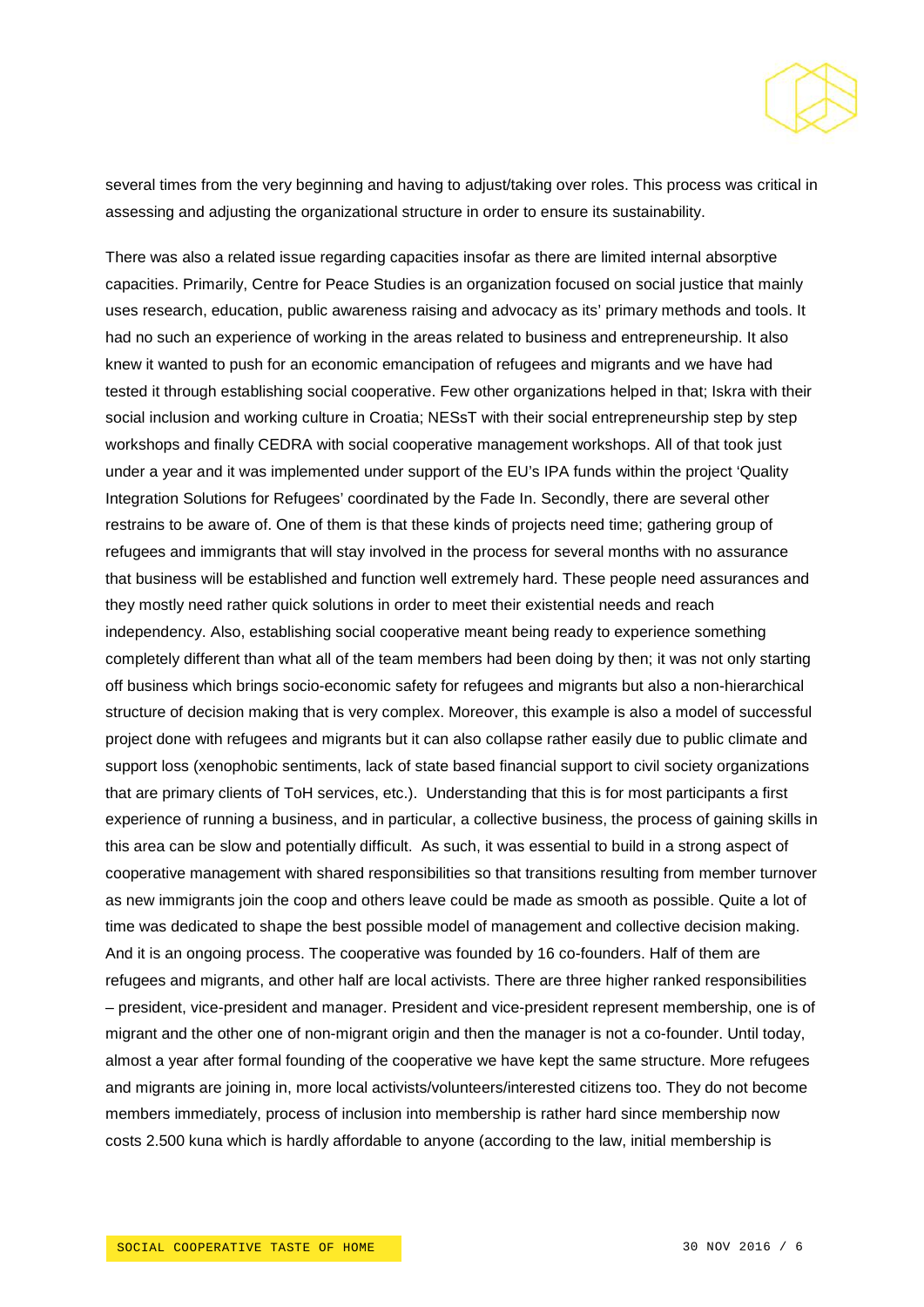several times from the very beginning and having to adjust/taking over roles. This process was critical in assessing and adjusting the organizational structure in order to ensure its sustainability.

There was also a related issue regarding capacities insofar as there are limited internal absorptive capacities. Primarily, Centre for Peace Studies is an organization focused on social justice that mainly uses research, education, public awareness raising and advocacy as its' primary methods and tools. It had no such an experience of working in the areas related to business and entrepreneurship. It also knew it wanted to push for an economic emancipation of refugees and migrants and we have had tested it through establishing social cooperative. Few other organizations helped in that; Iskra with their social inclusion and working culture in Croatia; NESsT with their social entrepreneurship step by step workshops and finally CEDRA with social cooperative management workshops. All of that took just under a year and it was implemented under support of the EU's IPA funds within the project 'Quality Integration Solutions for Refugees' coordinated by the Fade In. Secondly, there are several other restrains to be aware of. One of them is that these kinds of projects need time; gathering group of refugees and immigrants that will stay involved in the process for several months with no assurance that business will be established and function well extremely hard. These people need assurances and they mostly need rather quick solutions in order to meet their existential needs and reach independency. Also, establishing social cooperative meant being ready to experience something completely different than what all of the team members had been doing by then; it was not only starting off business which brings socio-economic safety for refugees and migrants but also a non-hierarchical structure of decision making that is very complex. Moreover, this example is also a model of successful project done with refugees and migrants but it can also collapse rather easily due to public climate and support loss (xenophobic sentiments, lack of state based financial support to civil society organizations that are primary clients of ToH services, etc.). Understanding that this is for most participants a first experience of running a business, and in particular, a collective business, the process of gaining skills in this area can be slow and potentially difficult. As such, it was essential to build in a strong aspect of cooperative management with shared responsibilities so that transitions resulting from member turnover as new immigrants join the coop and others leave could be made as smooth as possible. Quite a lot of time was dedicated to shape the best possible model of management and collective decision making. And it is an ongoing process. The cooperative was founded by 16 co-founders. Half of them are refugees and migrants, and other half are local activists. There are three higher ranked responsibilities – president, vice-president and manager. President and vice-president represent membership, one is of migrant and the other one of non-migrant origin and then the manager is not a co-founder. Until today, almost a year after formal founding of the cooperative we have kept the same structure. More refugees and migrants are joining in, more local activists/volunteers/interested citizens too. They do not become members immediately, process of inclusion into membership is rather hard since membership now costs 2.500 kuna which is hardly affordable to anyone (according to the law, initial membership is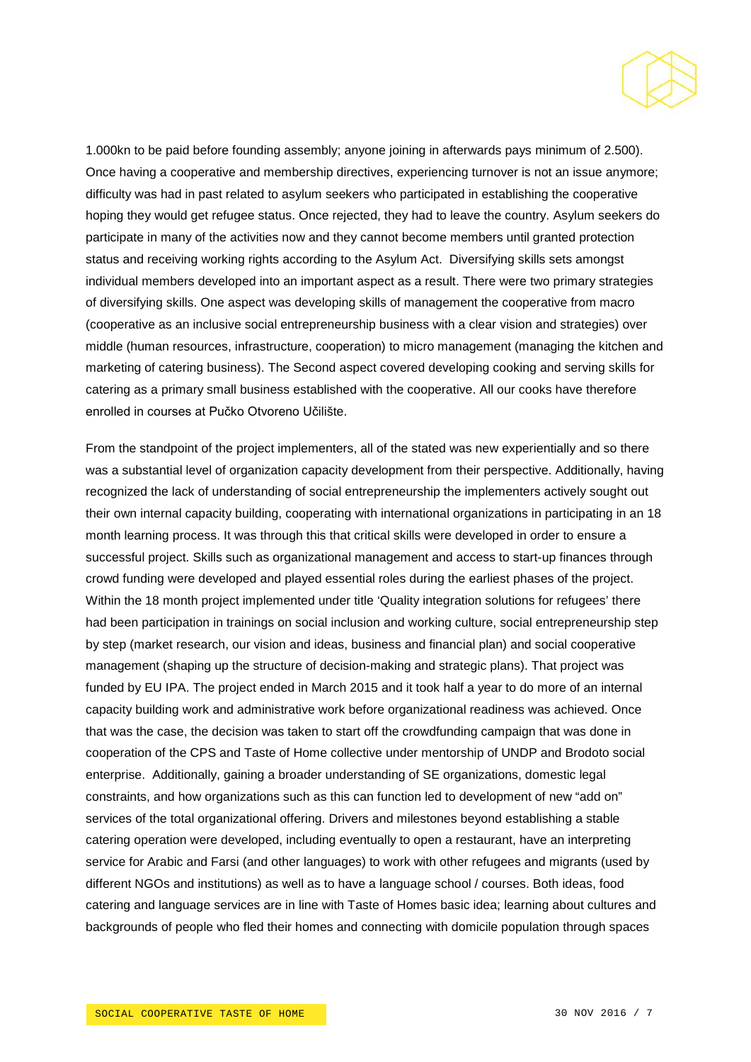1.000kn to be paid before founding assembly; anyone joining in afterwards pays minimum of 2.500). Once having a cooperative and membership directives, experiencing turnover is not an issue anymore; difficulty was had in past related to asylum seekers who participated in establishing the cooperative hoping they would get refugee status. Once rejected, they had to leave the country. Asylum seekers do participate in many of the activities now and they cannot become members until granted protection status and receiving working rights according to the Asylum Act. Diversifying skills sets amongst individual members developed into an important aspect as a result. There were two primary strategies of diversifying skills. One aspect was developing skills of management the cooperative from macro (cooperative as an inclusive social entrepreneurship business with a clear vision and strategies) over middle (human resources, infrastructure, cooperation) to micro management (managing the kitchen and marketing of catering business). The Second aspect covered developing cooking and serving skills for catering as a primary small business established with the cooperative. All our cooks have therefore enrolled in courses at Pučko Otvoreno Učilište.

From the standpoint of the project implementers, all of the stated was new experientially and so there was a substantial level of organization capacity development from their perspective. Additionally, having recognized the lack of understanding of social entrepreneurship the implementers actively sought out their own internal capacity building, cooperating with international organizations in participating in an 18 month learning process. It was through this that critical skills were developed in order to ensure a successful project. Skills such as organizational management and access to start-up finances through crowd funding were developed and played essential roles during the earliest phases of the project. Within the 18 month project implemented under title 'Quality integration solutions for refugees' there had been participation in trainings on social inclusion and working culture, social entrepreneurship step by step (market research, our vision and ideas, business and financial plan) and social cooperative management (shaping up the structure of decision-making and strategic plans). That project was funded by EU IPA. The project ended in March 2015 and it took half a year to do more of an internal capacity building work and administrative work before organizational readiness was achieved. Once that was the case, the decision was taken to start off the crowdfunding campaign that was done in cooperation of the CPS and Taste of Home collective under mentorship of UNDP and Brodoto social enterprise. Additionally, gaining a broader understanding of SE organizations, domestic legal constraints, and how organizations such as this can function led to development of new "add on" services of the total organizational offering. Drivers and milestones beyond establishing a stable catering operation were developed, including eventually to open a restaurant, have an interpreting service for Arabic and Farsi (and other languages) to work with other refugees and migrants (used by different NGOs and institutions) as well as to have a language school / courses. Both ideas, food catering and language services are in line with Taste of Homes basic idea; learning about cultures and backgrounds of people who fled their homes and connecting with domicile population through spaces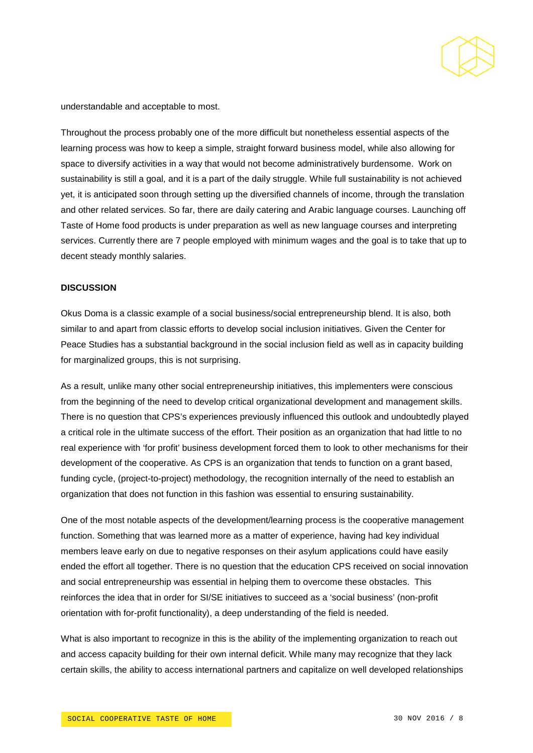understandable and acceptable to most.

Throughout the process probably one of the more difficult but nonetheless essential aspects of the learning process was how to keep a simple, straight forward business model, while also allowing for space to diversify activities in a way that would not become administratively burdensome. Work on sustainability is still a goal, and it is a part of the daily struggle. While full sustainability is not achieved yet, it is anticipated soon through setting up the diversified channels of income, through the translation and other related services. So far, there are daily catering and Arabic language courses. Launching off Taste of Home food products is under preparation as well as new language courses and interpreting services. Currently there are 7 people employed with minimum wages and the goal is to take that up to decent steady monthly salaries.

**DISCUSSION**

Okus Doma is a classic example of a social business/social entrepreneurship blend. It is also, both similar to and apart from classic efforts to develop social inclusion initiatives. Given the Center for Peace Studies has a substantial background in the social inclusion field as well as in capacity building for marginalized groups, this is not surprising.

As a result, unlike many other social entrepreneurship initiatives, this implementers were conscious from the beginning of the need to develop critical organizational development and management skills. There is no question that CPS's experiences previously influenced this outlook and undoubtedly played a critical role in the ultimate success of the effort. Their position as an organization that had little to no real experience with 'for profit' business development forced them to look to other mechanisms for their development of the cooperative. As CPS is an organization that tends to function on a grant based, funding cycle, (project-to-project) methodology, the recognition internally of the need to establish an organization that does not function in this fashion was essential to ensuring sustainability.

One of the most notable aspects of the development/learning process is the cooperative management function. Something that was learned more as a matter of experience, having had key individual members leave early on due to negative responses on their asylum applications could have easily ended the effort all together. There is no question that the education CPS received on social innovation and social entrepreneurship was essential in helping them to overcome these obstacles. This reinforces the idea that in order for SI/SE initiatives to succeed as a 'social business' (non-profit orientation with for-profit functionality), a deep understanding of the field is needed.

What is also important to recognize in this is the ability of the implementing organization to reach out and access capacity building for their own internal deficit. While many may recognize that they lack certain skills, the ability to access international partners and capitalize on well developed relationships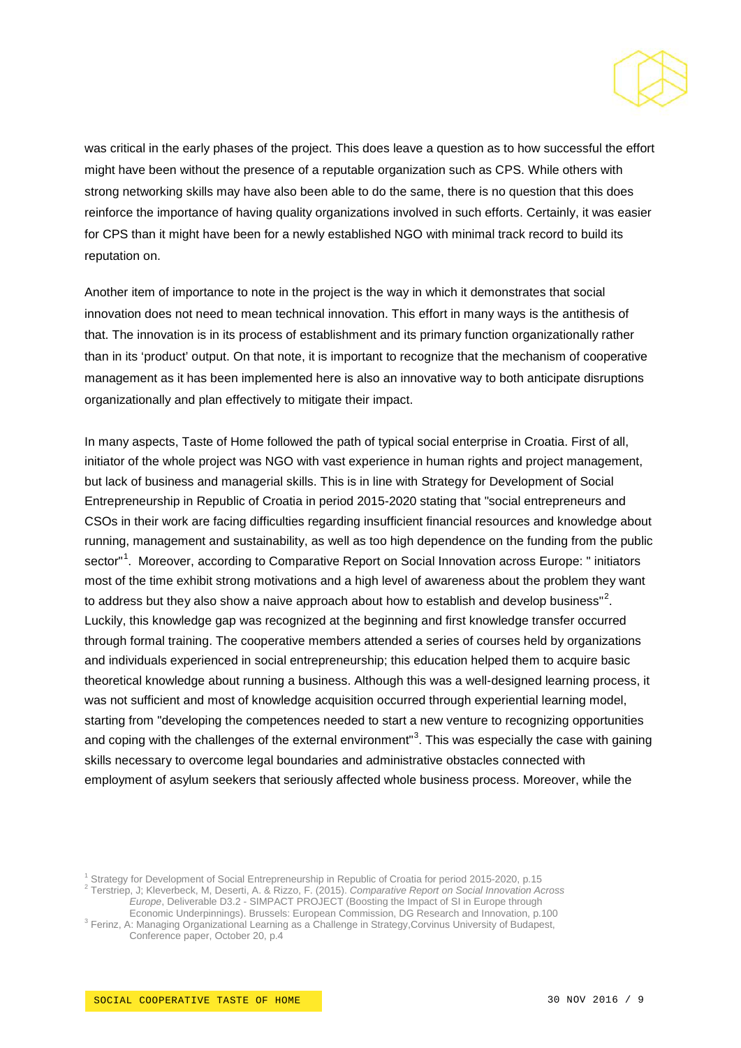was critical in the early phases of the project. This does leave a question as to how successful the effort might have been without the presence of a reputable organization such as CPS. While others with strong networking skills may have also been able to do the same, there is no question that this does reinforce the importance of having quality organizations involved in such efforts. Certainly, it was easier for CPS than it might have been for a newly established NGO with minimal track record to build its reputation on.

Another item of importance to note in the project is the way in which it demonstrates that social innovation does not need to mean technical innovation. This effort in many ways is the antithesis of that. The innovation is in its process of establishment and its primary function organizationally rather than in its 'product' output. On that note, it is important to recognize that the mechanism of cooperative management as it has been implemented here is also an innovative way to both anticipate disruptions organizationally and plan effectively to mitigate their impact.

In many aspects, Taste of Home followed the path of typical social enterprise in Croatia. First of all, initiator of the whole project was NGO with vast experience in human rights and project management, but lack of business and managerial skills. This is in line with Strategy for Development of Social Entrepreneurship in Republic of Croatia in period 2015-2020 stating that "social entrepreneurs and CSOs in their work are facing difficulties regarding insufficient financial resources and knowledge about running, management and sustainability, as well as too high dependence on the funding from the public sector"[1]. Moreover, according to Comparative Report on Social Innovation across Europe: " initiators most of the time exhibit strong motivations and a high level of awareness about the problem they want to address but they also show a naive approach about how to establish and develop business"[2]. Luckily, this knowledge gap was recognized at the beginning and first knowledge transfer occurred through formal training. The cooperative members attended a series of courses held by organizations and individuals experienced in social entrepreneurship; this education helped them to acquire basic theoretical knowledge about running a business. Although this was a well-designed learning process, it was not sufficient and most of knowledge acquisition occurred through experiential learning model, starting from "developing the competences needed to start a new venture to recognizing opportunities and coping with the challenges of the external environment"[3]. This was especially the case with gaining skills necessary to overcome legal boundaries and administrative obstacles connected with employment of asylum seekers that seriously affected whole business process. Moreover, while the

[1] Strategy for Development of Social Entrepreneurship in Republic of Croatia for period 2015-2020, p.15

[2] Terstriep, J; Kleverbeck, M, Deserti, A. & Rizzo, F. (2015). *Comparative Report on Social Innovation Across Europe*, Deliverable D3.2 - SIMPACT PROJECT (Boosting the Impact of SI in Europe through Economic Underpinnings). Brussels: European Commission, DG Research and Innovation, p.100

[3] Ferinz, A: Managing Organizational Learning as a Challenge in Strategy,Corvinus University of Budapest, Conference paper, October 20, p.4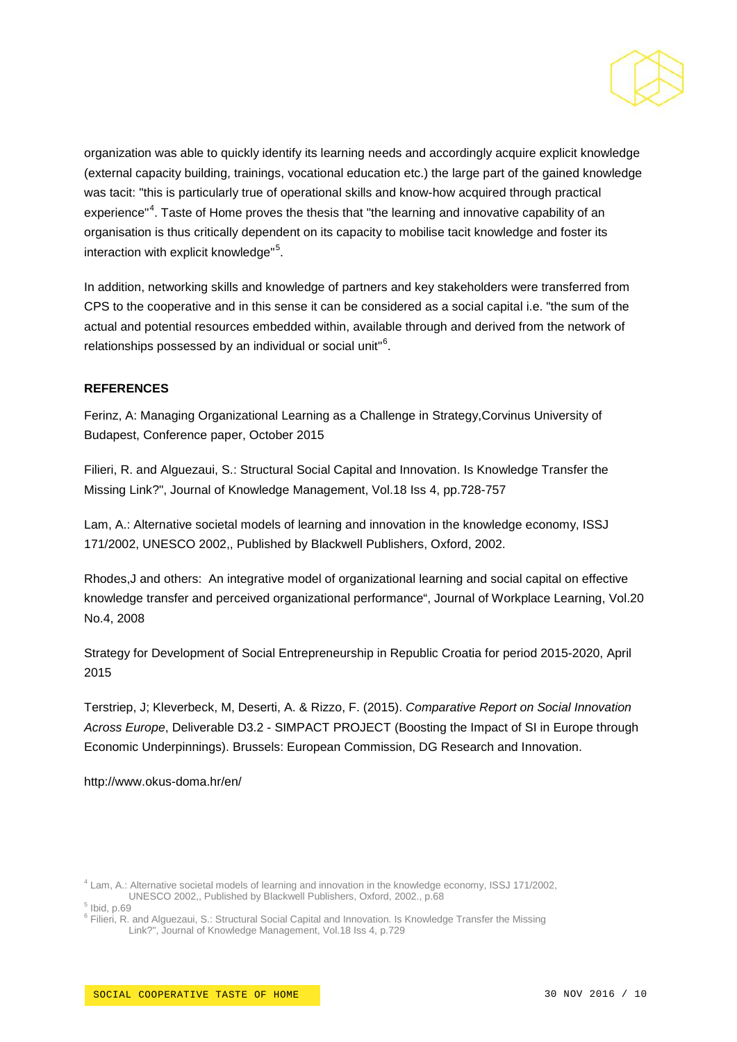organization was able to quickly identify its learning needs and accordingly acquire explicit knowledge (external capacity building, trainings, vocational education etc.) the large part of the gained knowledge was tacit: "this is particularly true of operational skills and know-how acquired through practical experience"[4]. Taste of Home proves the thesis that "the learning and innovative capability of an organisation is thus critically dependent on its capacity to mobilise tacit knowledge and foster its interaction with explicit knowledge"[5].

In addition, networking skills and knowledge of partners and key stakeholders were transferred from CPS to the cooperative and in this sense it can be considered as a social capital i.e. "the sum of the actual and potential resources embedded within, available through and derived from the network of relationships possessed by an individual or social unit"[6].

**REFERENCES**

Ferinz, A: Managing Organizational Learning as a Challenge in Strategy,Corvinus University of Budapest, Conference paper, October 2015

Filieri, R. and Alguezaui, S.: Structural Social Capital and Innovation. Is Knowledge Transfer the Missing Link?", Journal of Knowledge Management, Vol.18 Iss 4, pp.728-757

Lam, A.: Alternative societal models of learning and innovation in the knowledge economy, ISSJ 171/2002, UNESCO 2002,, Published by Blackwell Publishers, Oxford, 2002.

Rhodes,J and others: An integrative model of organizational learning and social capital on effective knowledge transfer and perceived organizational performance", Journal of Workplace Learning, Vol.20 No.4, 2008

Strategy for Development of Social Entrepreneurship in Republic Croatia for period 2015-2020, April 2015

Terstriep, J; Kleverbeck, M, Deserti, A. & Rizzo, F. (2015). *Comparative Report on Social Innovation Across Europe*, Deliverable D3.2 - SIMPACT PROJECT (Boosting the Impact of SI in Europe through Economic Underpinnings). Brussels: European Commission, DG Research and Innovation.

http://www.okus-doma.hr/en/

[4] Lam, A.: Alternative societal models of learning and innovation in the knowledge economy, ISSJ 171/2002, UNESCO 2002,, Published by Blackwell Publishers, Oxford, 2002., p.68

[5] Ibid, p.69

[6] Filieri, R. and Alguezaui, S.: Structural Social Capital and Innovation. Is Knowledge Transfer the Missing Link?", Journal of Knowledge Management, Vol.18 Iss 4, p.729